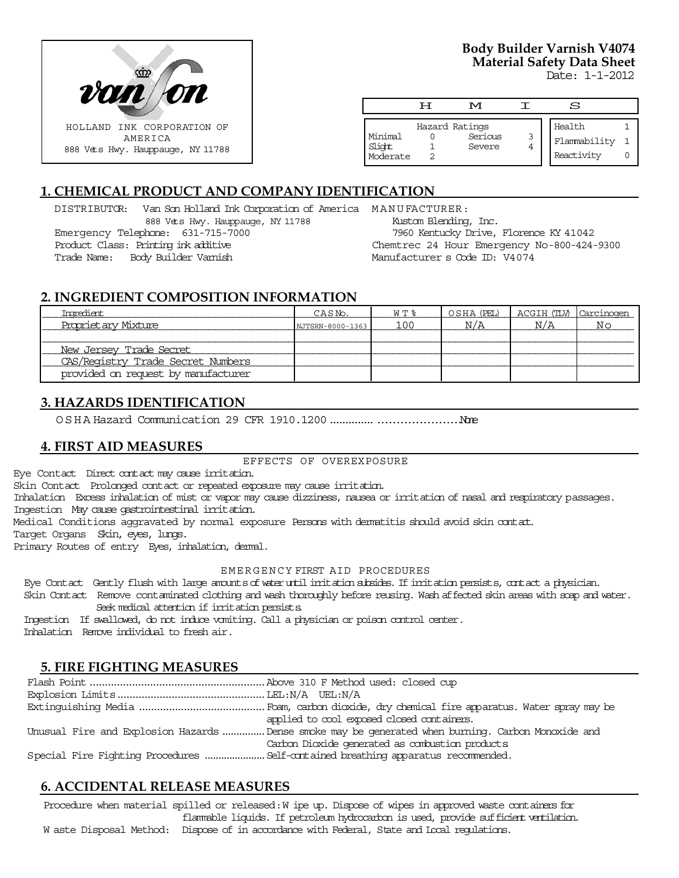HOLLAND INK CORPORATION OF AMERICA
888 Vets Hwy. Hauppauge, NY 11788

**Body Builder Varnish V4074**
**Material Safety Data Sheet**
Date: 1-1-2012

| H M I S | | | | | |
|---|---|---|---|---|---|
| Hazard Ratings | | | | Health | 1 |
| Minimal | 0 | Serious | 3 | Flammability | 1 |
| Slight | 1 | Severe | 4 | Reactivity | 0 |
| Moderate | 2 | | | | |

## 1. CHEMICAL PRODUCT AND COMPANY IDENTIFICATION

DISTRIBUTOR: Van Son Holland Ink Corporation of America
888 Vets Hwy. Hauppauge, NY 11788
Emergency Telephone: 631-715-7000
Product Class: Printing ink additive
Trade Name: Body Builder Varnish

MANUFACTURER:
Kustom Blending, Inc.
7960 Kentucky Drive, Florence KY 41042
Chemtrec 24 Hour Emergency No-800-424-9300
Manufacturer s Code ID: V4074

## 2. INGREDIENT COMPOSITION INFORMATION

| Ingredient | CAS No. | WT% | OSHA (PEL) | ACGIH (TLV) | Carcinogen |
|---|---|---|---|---|---|
| Proprietary Mixture | NJTSRN-8000-1363 | 100 | N/A | N/A | No |
| | | | | | |
| New Jersey Trade Secret | | | | | |
| CAS/Registry Trade Secret Numbers | | | | | |
| provided on request by manufacturer | | | | | |

## 3. HAZARDS IDENTIFICATION

OSHA Hazard Communication 29 CFR 1910.1200 .............. .....................None

## 4. FIRST AID MEASURES

EFFECTS OF OVEREXPOSURE

Eye Contact Direct contact may cause irritation.
Skin Contact Prolonged contact or repeated exposure may cause irritation.
Inhalation Excess inhalation of mist or vapor may cause dizziness, nausea or irritation of nasal and respiratory passages.
Ingestion May cause gastrointestinal irritation.
Medical Conditions aggravated by normal exposure Persons with dermatitis should avoid skin contact.
Target Organs Skin, eyes, lungs.
Primary Routes of entry Eyes, inhalation, dermal.

EMERGENCY FIRST AID PROCEDURES

Eye Contact Gently flush with large amounts of water until irritation subsides. If irritation persists, contact a physician.
Skin Contact Remove contaminated clothing and wash thoroughly before reusing. Wash affected skin areas with soap and water. Seek medical attention if irritation persists.
Ingestion If swallowed, do not induce vomiting. Call a physician or poison control center.
Inhalation Remove individual to fresh air.

## 5. FIRE FIGHTING MEASURES

Flash Point ......................................................... Above 310 F Method used: closed cup
Explosion Limits ................................................ LEL:N/A UEL:N/A
Extinguishing Media ......................................... Foam, carbon dioxide, dry chemical fire apparatus. Water spray may be applied to cool exposed closed containers.
Unusual Fire and Explosion Hazards ............... Dense smoke may be generated when burning. Carbon Monoxide and Carbon Dioxide generated as combustion products
Special Fire Fighting Procedures ..................... Self-contained breathing apparatus recommended.

## 6. ACCIDENTAL RELEASE MEASURES

Procedure when material spilled or released: Wipe up. Dispose of wipes in approved waste containers for flammable liquids. If petroleum hydrocarbon is used, provide sufficient ventilation.
Waste Disposal Method: Dispose of in accordance with Federal, State and Local regulations.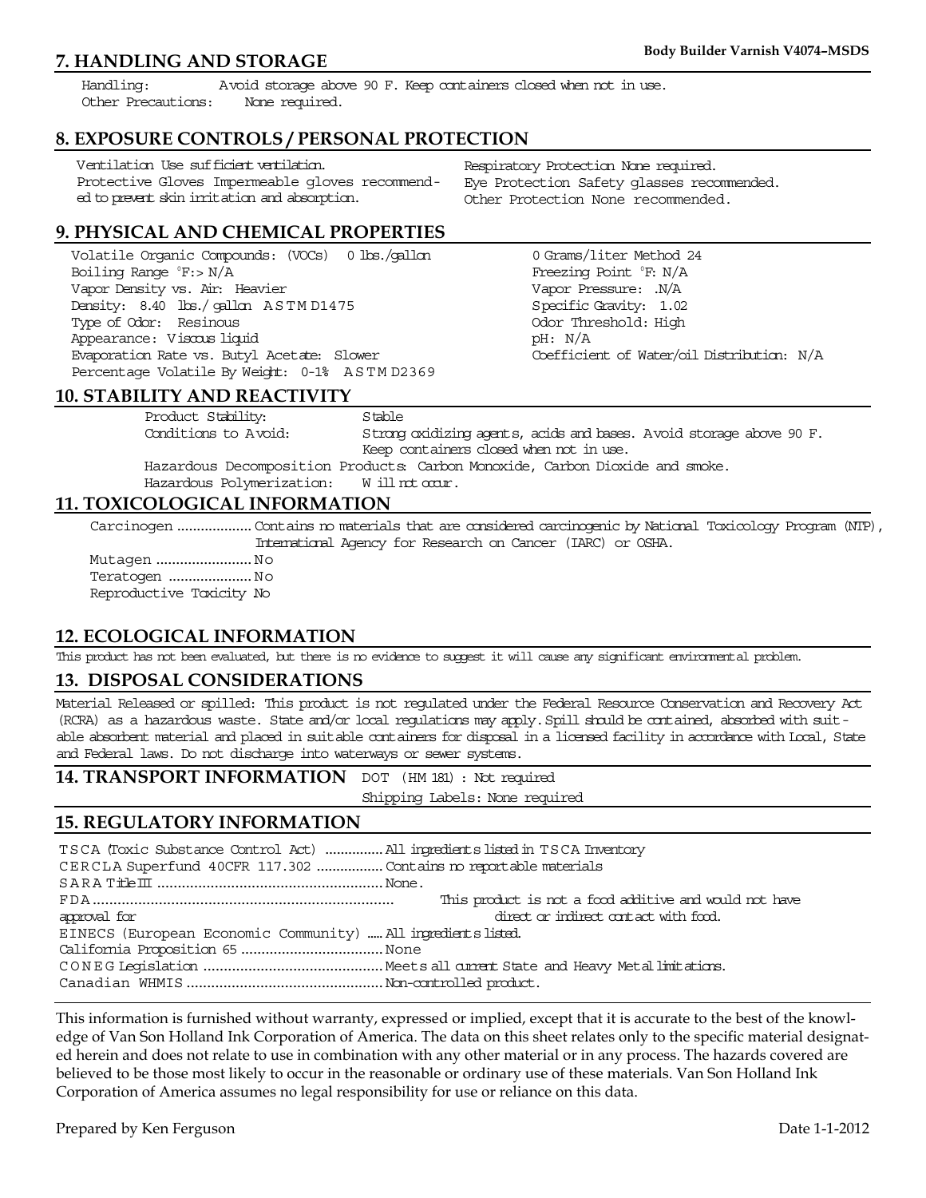## 7. HANDLING AND STORAGE

Handling: Avoid storage above 90 F. Keep containers closed when not in use.
Other Precautions: None required.

## 8. EXPOSURE CONTROLS / PERSONAL PROTECTION

Ventilation Use sufficient ventilation.
Protective Gloves Impermeable gloves recommended to prevent skin irritation and absorption.

Respiratory Protection None required.
Eye Protection Safety glasses recommended.
Other Protection None recommended.

## 9. PHYSICAL AND CHEMICAL PROPERTIES

Volatile Organic Compounds: (VOCs) 0 lbs./gallon
Boiling Range °F:> N/A
Vapor Density vs. Air: Heavier
Density: 8.40 lbs./gallon ASTM D1475
Type of Odor: Resinous
Appearance: Viscous liquid
Evaporation Rate vs. Butyl Acetate: Slower
Percentage Volatile By Weight: 0-1% ASTM D2369

0 Grams/liter Method 24
Freezing Point °F: N/A
Vapor Pressure: .N/A
Specific Gravity: 1.02
Odor Threshold: High
pH: N/A
Coefficient of Water/oil Distribution: N/A

## 10. STABILITY AND REACTIVITY

Product Stability: Stable
Conditions to Avoid: Strong oxidizing agents, acids and bases. Avoid storage above 90 F. Keep containers closed when not in use.
Hazardous Decomposition Products: Carbon Monoxide, Carbon Dioxide and smoke.
Hazardous Polymerization: Will not occur.

## 11. TOXICOLOGICAL INFORMATION

Carcinogen .................. Contains no materials that are considered carcinogenic by National Toxicology Program (NTP), International Agency for Research on Cancer (IARC) or OSHA.
Mutagen ....................... No
Teratogen .................... No
Reproductive Toxicity No

## 12. ECOLOGICAL INFORMATION

This product has not been evaluated, but there is no evidence to suggest it will cause any significant environmental problem.

## 13. DISPOSAL CONSIDERATIONS

Material Released or spilled: This product is not regulated under the Federal Resource Conservation and Recovery Act (RCRA) as a hazardous waste. State and/or local regulations may apply. Spill should be contained, absorbed with suitable absorbent material and placed in suitable containers for disposal in a licensed facility in accordance with Local, State and Federal laws. Do not discharge into waterways or sewer systems.

## 14. TRANSPORT INFORMATION

DOT (HM 181) : Not required
Shipping Labels: None required

## 15. REGULATORY INFORMATION

TSCA (Toxic Substance Control Act) .............. All ingredients listed in TSCA Inventory
CERCLA Superfund 40CFR 117.302 ................ Contains no reportable materials
SARA Title III ...................................................... None.
FDA ........................................................................ This product is not a food additive and would not have approval for direct or indirect contact with food.
EINECS (European Economic Community) ..... All ingredients listed.
California Proposition 65 .................................. None
CONEG Legislation ............................................ Meets all current State and Heavy Metal limitations.
Canadian WHMIS ................................................ Non-controlled product.

---

This information is furnished without warranty, expressed or implied, except that it is accurate to the best of the knowledge of Van Son Holland Ink Corporation of America. The data on this sheet relates only to the specific material designated herein and does not relate to use in combination with any other material or in any process. The hazards covered are believed to be those most likely to occur in the reasonable or ordinary use of these materials. Van Son Holland Ink Corporation of America assumes no legal responsibility for use or reliance on this data.

Prepared by Ken Ferguson

Date 1-1-2012